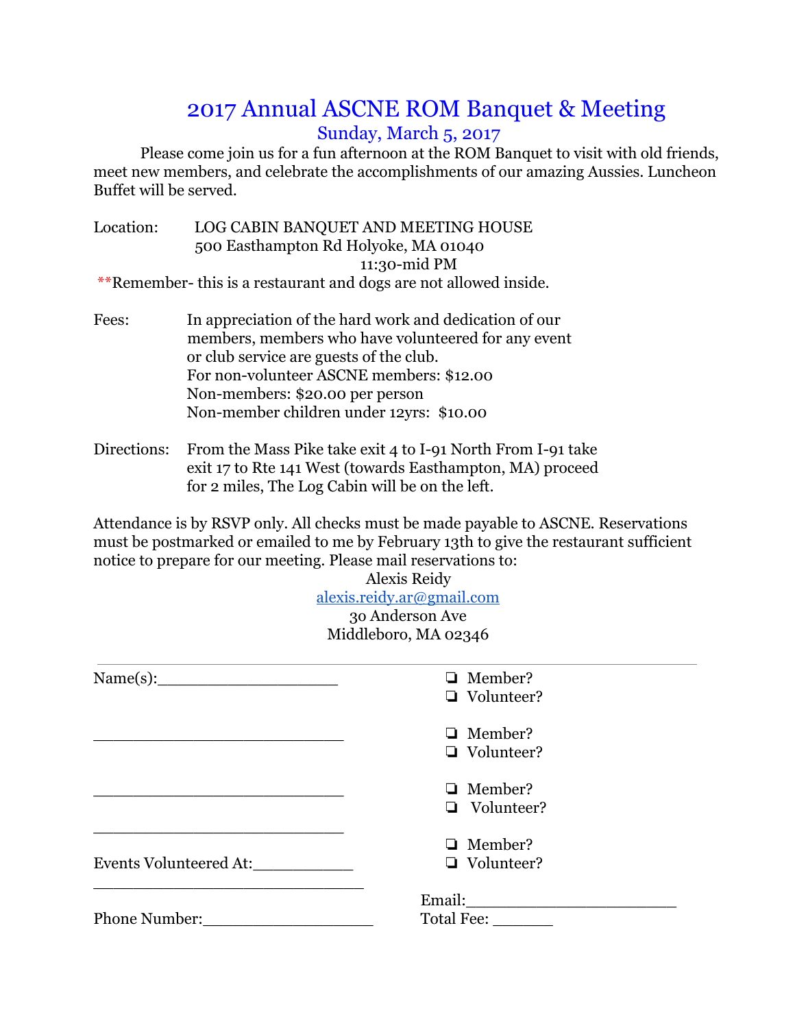# 2017 Annual ASCNE ROM Banquet & Meeting

## Sunday, March 5, 2017

Please come join us for a fun afternoon at the ROM Banquet to visit with old friends, meet new members, and celebrate the accomplishments of our amazing Aussies. Luncheon Buffet will be served.

Location: LOG CABIN BANQUET AND MEETING HOUSE
500 Easthampton Rd Holyoke, MA 01040
11:30-mid PM

**Remember- this is a restaurant and dogs are not allowed inside.

Fees: In appreciation of the hard work and dedication of our members, members who have volunteered for any event or club service are guests of the club.
For non-volunteer ASCNE members: $12.00
Non-members: $20.00 per person
Non-member children under 12yrs: $10.00

Directions: From the Mass Pike take exit 4 to I-91 North From I-91 take exit 17 to Rte 141 West (towards Easthampton, MA) proceed for 2 miles, The Log Cabin will be on the left.

Attendance is by RSVP only. All checks must be made payable to ASCNE. Reservations must be postmarked or emailed to me by February 13th to give the restaurant sufficient notice to prepare for our meeting. Please mail reservations to:

Alexis Reidy
alexis.reidy.ar@gmail.com
30 Anderson Ave
Middleboro, MA 02346

---

Name(s):____________________

- ❏ Member?
- ❏ Volunteer?

____________________________

- ❏ Member?
- ❏ Volunteer?

____________________________

- ❏ Member?
- ❏ Volunteer?

____________________________

- ❏ Member?
- ❏ Volunteer?

Events Volunteered At:___________

______________________________

Email:_______________________

Phone Number:__________________

Total Fee: ______